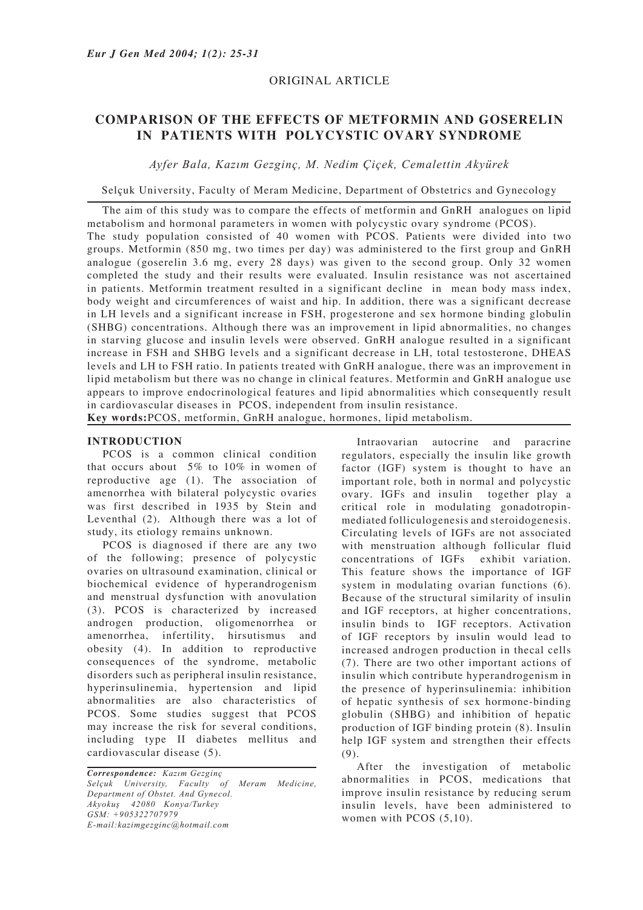ORIGINAL ARTICLE

# COMPARISON OF THE EFFECTS OF METFORMIN AND GOSERELIN IN PATIENTS WITH POLYCYSTIC OVARY SYNDROME

*Ayfer Bala, Kazım Gezginç, M. Nedim Çiçek, Cemalettin Akyürek*

Selçuk University, Faculty of Meram Medicine, Department of Obstetrics and Gynecology

The aim of this study was to compare the effects of metformin and GnRH analogues on lipid metabolism and hormonal parameters in women with polycystic ovary syndrome (PCOS). The study population consisted of 40 women with PCOS. Patients were divided into two groups. Metformin (850 mg, two times per day) was administered to the first group and GnRH analogue (goserelin 3.6 mg, every 28 days) was given to the second group. Only 32 women completed the study and their results were evaluated. Insulin resistance was not ascertained in patients. Metformin treatment resulted in a significant decline in mean body mass index, body weight and circumferences of waist and hip. In addition, there was a significant decrease in LH levels and a significant increase in FSH, progesterone and sex hormone binding globulin (SHBG) concentrations. Although there was an improvement in lipid abnormalities, no changes in starving glucose and insulin levels were observed. GnRH analogue resulted in a significant increase in FSH and SHBG levels and a significant decrease in LH, total testosterone, DHEAS levels and LH to FSH ratio. In patients treated with GnRH analogue, there was an improvement in lipid metabolism but there was no change in clinical features. Metformin and GnRH analogue use appears to improve endocrinological features and lipid abnormalities which consequently result in cardiovascular diseases in PCOS, independent from insulin resistance.

**Key words:** PCOS, metformin, GnRH analogue, hormones, lipid metabolism.

## INTRODUCTION

PCOS is a common clinical condition that occurs about 5% to 10% in women of reproductive age (1). The association of amenorrhea with bilateral polycystic ovaries was first described in 1935 by Stein and Leventhal (2). Although there was a lot of study, its etiology remains unknown.

PCOS is diagnosed if there are any two of the following; presence of polycystic ovaries on ultrasound examination, clinical or biochemical evidence of hyperandrogenism and menstrual dysfunction with anovulation (3). PCOS is characterized by increased androgen production, oligomenorrhea or amenorrhea, infertility, hirsutismus and obesity (4). In addition to reproductive consequences of the syndrome, metabolic disorders such as peripheral insulin resistance, hyperinsulinemia, hypertension and lipid abnormalities are also characteristics of PCOS. Some studies suggest that PCOS may increase the risk for several conditions, including type II diabetes mellitus and cardiovascular disease (5).

Intraovarian autocrine and paracrine regulators, especially the insulin like growth factor (IGF) system is thought to have an important role, both in normal and polycystic ovary. IGFs and insulin together play a critical role in modulating gonadotropin-mediated folliculogenesis and steroidogenesis. Circulating levels of IGFs are not associated with menstruation although follicular fluid concentrations of IGFs exhibit variation. This feature shows the importance of IGF system in modulating ovarian functions (6). Because of the structural similarity of insulin and IGF receptors, at higher concentrations, insulin binds to IGF receptors. Activation of IGF receptors by insulin would lead to increased androgen production in thecal cells (7). There are two other important actions of insulin which contribute hyperandrogenism in the presence of hyperinsulinemia: inhibition of hepatic synthesis of sex hormone-binding globulin (SHBG) and inhibition of hepatic production of IGF binding protein (8). Insulin help IGF system and strengthen their effects (9).

After the investigation of metabolic abnormalities in PCOS, medications that improve insulin resistance by reducing serum insulin levels, have been administered to women with PCOS (5,10).

*Correspondence: Kazım Gezginç*
*Selçuk University, Faculty of Meram Medicine, Department of Obstet. And Gynecol.*
*Akyokuş 42080 Konya/Turkey*
*GSM: +905322707979*
*E-mail:kazimgezginc@hotmail.com*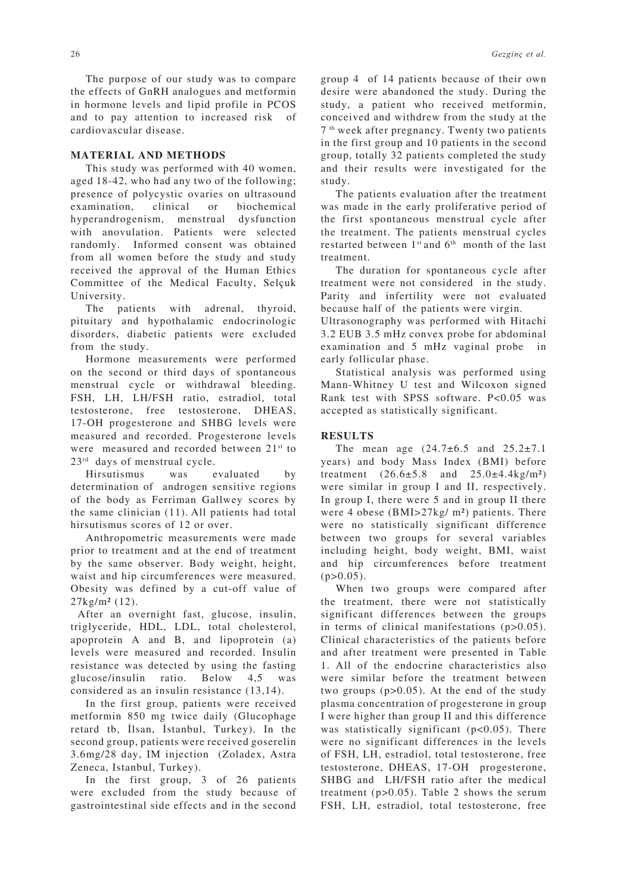The purpose of our study was to compare the effects of GnRH analogues and metformin in hormone levels and lipid profile in PCOS and to pay attention to increased risk of cardiovascular disease.

## MATERIAL AND METHODS

This study was performed with 40 women, aged 18-42, who had any two of the following; presence of polycystic ovaries on ultrasound examination, clinical or biochemical hyperandrogenism, menstrual dysfunction with anovulation. Patients were selected randomly. Informed consent was obtained from all women before the study and study received the approval of the Human Ethics Committee of the Medical Faculty, Selçuk University.

The patients with adrenal, thyroid, pituitary and hypothalamic endocrinologic disorders, diabetic patients were excluded from the study.

Hormone measurements were performed on the second or third days of spontaneous menstrual cycle or withdrawal bleeding. FSH, LH, LH/FSH ratio, estradiol, total testosterone, free testosterone, DHEAS, 17-OH progesterone and SHBG levels were measured and recorded. Progesterone levels were measured and recorded between 21st to 23rd days of menstrual cycle.

Hirsutismus was evaluated by determination of androgen sensitive regions of the body as Ferriman Gallwey scores by the same clinician (11). All patients had total hirsutismus scores of 12 or over.

Anthropometric measurements were made prior to treatment and at the end of treatment by the same observer. Body weight, height, waist and hip circumferences were measured. Obesity was defined by a cut-off value of $27 kg/m^2$ (12).

After an overnight fast, glucose, insulin, triglyceride, HDL, LDL, total cholesterol, apoprotein A and B, and lipoprotein (a) levels were measured and recorded. Insulin resistance was detected by using the fasting glucose/insulin ratio. Below 4,5 was considered as an insulin resistance (13,14).

In the first group, patients were received metformin 850 mg twice daily (Glucophage retard tb, İlsan, İstanbul, Turkey). In the second group, patients were received goserelin 3.6mg/28 day, IM injection (Zoladex, Astra Zeneca, Istanbul, Turkey).

In the first group, 3 of 26 patients were excluded from the study because of gastrointestinal side effects and in the second group 4 of 14 patients because of their own desire were abandoned the study. During the study, a patient who received metformin, conceived and withdrew from the study at the 7th week after pregnancy. Twenty two patients in the first group and 10 patients in the second group, totally 32 patients completed the study and their results were investigated for the study.

The patients evaluation after the treatment was made in the early proliferative period of the first spontaneous menstrual cycle after the treatment. The patients menstrual cycles restarted between 1st and 6th month of the last treatment.

The duration for spontaneous cycle after treatment were not considered in the study. Parity and infertility were not evaluated because half of the patients were virgin.

Ultrasonography was performed with Hitachi 3.2 EUB 3.5 mHz convex probe for abdominal examination and 5 mHz vaginal probe in early follicular phase.

Statistical analysis was performed using Mann-Whitney U test and Wilcoxon signed Rank test with SPSS software. $P<0.05$ was accepted as statistically significant.

## RESULTS

The mean age ($24.7\pm6.5$ and $25.2\pm7.1$ years) and body Mass Index (BMI) before treatment ($26.6\pm5.8$ and $25.0\pm4.4 kg/m^2$) were similar in group I and II, respectively. In group I, there were 5 and in group II there were 4 obese ($BMI>27 kg/m^2$) patients. There were no statistically significant difference between two groups for several variables including height, body weight, BMI, waist and hip circumferences before treatment ($p>0.05$).

When two groups were compared after the treatment, there were not statistically significant differences between the groups in terms of clinical manifestations ($p>0.05$). Clinical characteristics of the patients before and after treatment were presented in Table 1. All of the endocrine characteristics also were similar before the treatment between two groups ($p>0.05$). At the end of the study plasma concentration of progesterone in group I were higher than group II and this difference was statistically significant ($p<0.05$). There were no significant differences in the levels of FSH, LH, estradiol, total testosterone, free testosterone, DHEAS, 17-OH progesterone, SHBG and LH/FSH ratio after the medical treatment ($p>0.05$). Table 2 shows the serum FSH, LH, estradiol, total testosterone, free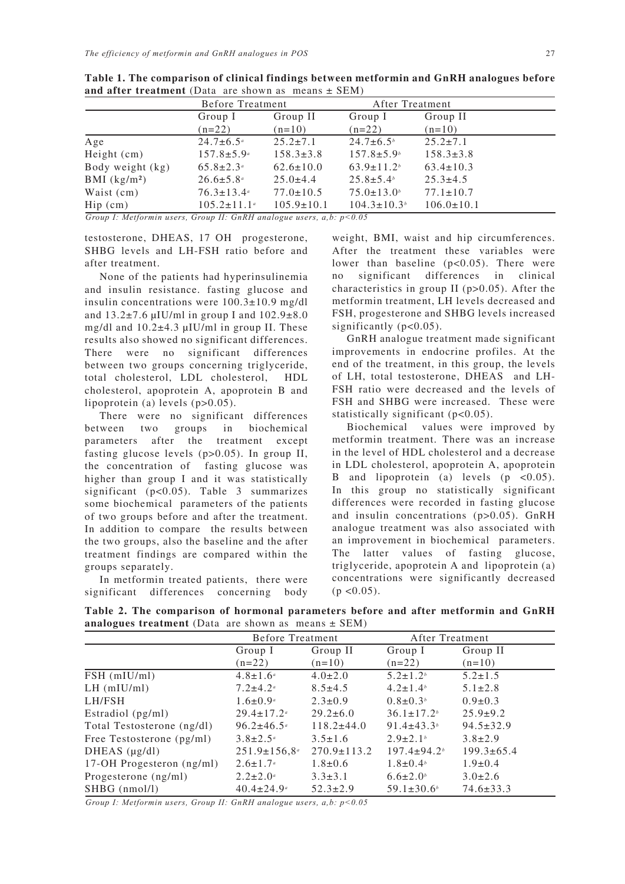**Table 1. The comparison of clinical findings between metformin and GnRH analogues before and after treatment** (Data are shown as means ± SEM)

| | Before Treatment | | After Treatment | |
|---|---|---|---|---|
| | Group I (n=22) | Group II (n=10) | Group I (n=22) | Group II (n=10) |
| Age | 24.7±6.5[a] | 25.2±7.1 | 24.7±6.5[b] | 25.2±7.1 |
| Height (cm) | 157.8±5.9[a] | 158.3±3.8 | 157.8±5.9[b] | 158.3±3.8 |
| Body weight (kg) | 65.8±2.3[a] | 62.6±10.0 | 63.9±11.2[b] | 63.4±10.3 |
| BMI (kg/m²) | 26.6±5.8[a] | 25.0±4.4 | 25.8±5.4[b] | 25.3±4.5 |
| Waist (cm) | 76.3±13.4[a] | 77.0±10.5 | 75.0±13.0[b] | 77.1±10.7 |
| Hip (cm) | 105.2±11.1[a] | 105.9±10.1 | 104.3±10.3[b] | 106.0±10.1 |

*Group I: Metformin users, Group II: GnRH analogue users, a,b: p<0.05*

testosterone, DHEAS, 17 OH progesterone, SHBG levels and LH-FSH ratio before and after treatment.

None of the patients had hyperinsulinemia and insulin resistance. fasting glucose and insulin concentrations were 100.3±10.9 mg/dl and 13.2±7.6 µIU/ml in group I and 102.9±8.0 mg/dl and 10.2±4.3 µIU/ml in group II. These results also showed no significant differences. There were no significant differences between two groups concerning triglyceride, total cholesterol, LDL cholesterol, HDL cholesterol, apoprotein A, apoprotein B and lipoprotein (a) levels ($p>0.05$).

There were no significant differences between two groups in biochemical parameters after the treatment except fasting glucose levels ($p>0.05$). In group II, the concentration of fasting glucose was higher than group I and it was statistically significant ($p<0.05$). Table 3 summarizes some biochemical parameters of the patients of two groups before and after the treatment. In addition to compare the results between the two groups, also the baseline and the after treatment findings are compared within the groups separately.

In metformin treated patients, there were significant differences concerning body weight, BMI, waist and hip circumferences. After the treatment these variables were lower than baseline ($p<0.05$). There were no significant differences in clinical characteristics in group II ($p>0.05$). After the metformin treatment, LH levels decreased and FSH, progesterone and SHBG levels increased significantly ($p<0.05$).

GnRH analogue treatment made significant improvements in endocrine profiles. At the end of the treatment, in this group, the levels of LH, total testosterone, DHEAS and LH-FSH ratio were decreased and the levels of FSH and SHBG were increased. These were statistically significant ($p<0.05$).

Biochemical values were improved by metformin treatment. There was an increase in the level of HDL cholesterol and a decrease in LDL cholesterol, apoprotein A, apoprotein B and lipoprotein (a) levels ($p<0.05$). In this group no statistically significant differences were recorded in fasting glucose and insulin concentrations ($p>0.05$). GnRH analogue treatment was also associated with an improvement in biochemical parameters. The latter values of fasting glucose, triglyceride, apoprotein A and lipoprotein (a) concentrations were significantly decreased ($p<0.05$).

**Table 2. The comparison of hormonal parameters before and after metformin and GnRH analogues treatment** (Data are shown as means ± SEM)

| | Before Treatment | | After Treatment | |
|---|---|---|---|---|
| | Group I (n=22) | Group II (n=10) | Group I (n=22) | Group II (n=10) |
| FSH (mIU/ml) | 4.8±1.6[a] | 4.0±2.0 | 5.2±1.2[b] | 5.2±1.5 |
| LH (mIU/ml) | 7.2±4.2[a] | 8.5±4.5 | 4.2±1.4[b] | 5.1±2.8 |
| LH/FSH | 1.6±0.9[a] | 2.3±0.9 | 0.8±0.3[b] | 0.9±0.3 |
| Estradiol (pg/ml) | 29.4±17.2[a] | 29.2±6.0 | 36.1±17.2[b] | 25.9±9.2 |
| Total Testosterone (ng/dl) | 96.2±46.5[a] | 118.2±44.0 | 91.4±43.3[b] | 94.5±32.9 |
| Free Testosterone (pg/ml) | 3.8±2.5[a] | 3.5±1.6 | 2.9±2.1[b] | 3.8±2.9 |
| DHEAS (µg/dl) | 251.9±156,8[a] | 270.9±113.2 | 197.4±94.2[b] | 199.3±65.4 |
| 17-OH Progesteron (ng/ml) | 2.6±1.7[a] | 1.8±0.6 | 1.8±0.4[b] | 1.9±0.4 |
| Progesterone (ng/ml) | 2.2±2.0[a] | 3.3±3.1 | 6.6±2.0[b] | 3.0±2.6 |
| SHBG (nmol/l) | 40.4±24.9[a] | 52.3±2.9 | 59.1±30.6[b] | 74.6±33.3 |

*Group I: Metformin users, Group II: GnRH analogue users, a,b: p<0.05*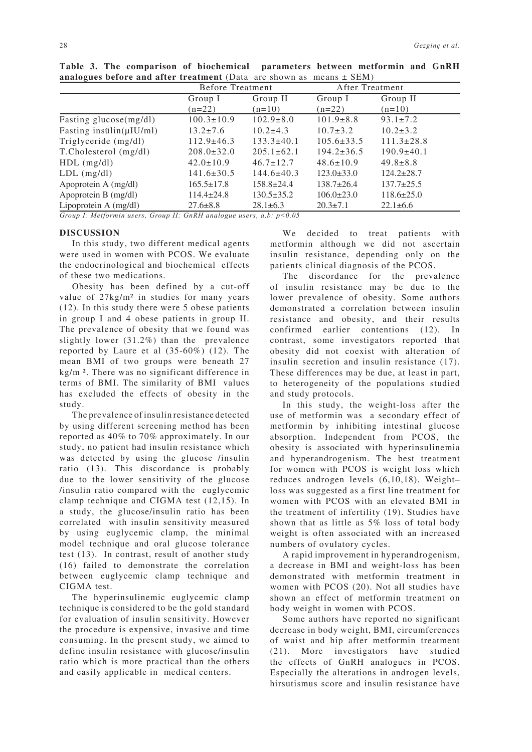**Table 3. The comparison of biochemical parameters between metformin and GnRH analogues before and after treatment** (Data are shown as means ± SEM)

| | Before Treatment | | After Treatment | |
|---|---|---|---|---|
| | Group I (n=22) | Group II (n=10) | Group I (n=22) | Group II (n=10) |
| Fasting glucose(mg/dl) | 100.3±10.9 | 102.9±8.0 | 101.9±8.8 | 93.1±7.2 |
| Fasting insülin(μIU/ml) | 13.2±7.6 | 10.2±4.3 | 10.7±3.2 | 10.2±3.2 |
| Triglyceride (mg/dl) | 112.9±46.3 | 133.3±40.1 | 105.6±33.5 | 111.3±28.8 |
| T.Cholesterol (mg/dl) | 208.0±32.0 | 205.1±62.1 | 194.2±36.5 | 190.9±40.1 |
| HDL (mg/dl) | 42.0±10.9 | 46.7±12.7 | 48.6±10.9 | 49.8±8.8 |
| LDL (mg/dl) | 141.6±30.5 | 144.6±40.3 | 123.0±33.0 | 124.2±28.7 |
| Apoprotein A (mg/dl) | 165.5±17.8 | 158.8±24.4 | 138.7±26.4 | 137.7±25.5 |
| Apoprotein B (mg/dl) | 114.4±24.8 | 130.5±35.2 | 106.0±23.0 | 118.6±25.0 |
| Lipoprotein A (mg/dl) | 27.6±8.8 | 28.1±6.3 | 20.3±7.1 | 22.1±6.6 |

*Group I: Metformin users, Group II: GnRH analogue users, a,b: $p<0.05$*

## DISCUSSION

In this study, two different medical agents were used in women with PCOS. We evaluate the endocrinological and biochemical effects of these two medications.

Obesity has been defined by a cut-off value of 27kg/m² in studies for many years (12). In this study there were 5 obese patients in group I and 4 obese patients in group II. The prevalence of obesity that we found was slightly lower (31.2%) than the prevalence reported by Laure et al (35-60%) (12). The mean BMI of two groups were beneath 27 kg/m ². There was no significant difference in terms of BMI. The similarity of BMI values has excluded the effects of obesity in the study.

The prevalence of insulin resistance detected by using different screening method has been reported as 40% to 70% approximately. In our study, no patient had insulin resistance which was detected by using the glucose /insulin ratio (13). This discordance is probably due to the lower sensitivity of the glucose /insulin ratio compared with the euglycemic clamp technique and CIGMA test (12,15). In a study, the glucose/insulin ratio has been correlated with insulin sensitivity measured by using euglycemic clamp, the minimal model technique and oral glucose tolerance test (13). In contrast, result of another study (16) failed to demonstrate the correlation between euglycemic clamp technique and CIGMA test.

The hyperinsulinemic euglycemic clamp technique is considered to be the gold standard for evaluation of insulin sensitivity. However the procedure is expensive, invasive and time consuming. In the present study, we aimed to define insulin resistance with glucose/insulin ratio which is more practical than the others and easily applicable in medical centers.

We decided to treat patients with metformin although we did not ascertain insulin resistance, depending only on the patients clinical diagnosis of the PCOS.

The discordance for the prevalence of insulin resistance may be due to the lower prevalence of obesity. Some authors demonstrated a correlation between insulin resistance and obesity, and their results confirmed earlier contentions (12). In contrast, some investigators reported that obesity did not coexist with alteration of insulin secretion and insulin resistance (17). These differences may be due, at least in part, to heterogeneity of the populations studied and study protocols.

In this study, the weight-loss after the use of metformin was a secondary effect of metformin by inhibiting intestinal glucose absorption. Independent from PCOS, the obesity is associated with hyperinsulinemia and hyperandrogenism. The best treatment for women with PCOS is weight loss which reduces androgen levels (6,10,18). Weight–loss was suggested as a first line treatment for women with PCOS with an elevated BMI in the treatment of infertility (19). Studies have shown that as little as 5% loss of total body weight is often associated with an increased numbers of ovulatory cycles.

A rapid improvement in hyperandrogenism, a decrease in BMI and weight-loss has been demonstrated with metformin treatment in women with PCOS (20). Not all studies have shown an effect of metformin treatment on body weight in women with PCOS.

Some authors have reported no significant decrease in body weight, BMI, circumferences of waist and hip after metformin treatment (21). More investigators have studied the effects of GnRH analogues in PCOS. Especially the alterations in androgen levels, hirsutismus score and insulin resistance have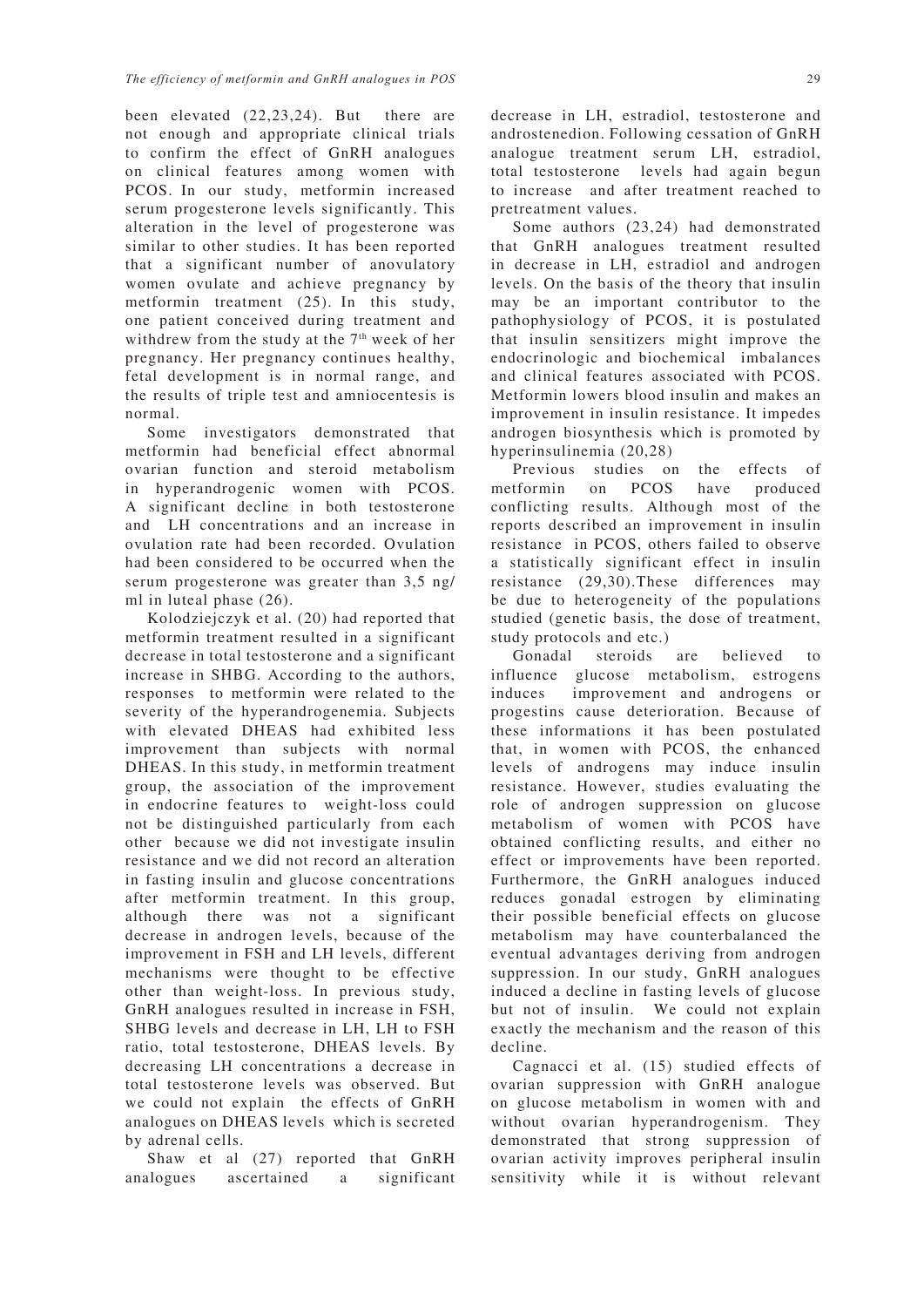been elevated (22,23,24). But there are not enough and appropriate clinical trials to confirm the effect of GnRH analogues on clinical features among women with PCOS. In our study, metformin increased serum progesterone levels significantly. This alteration in the level of progesterone was similar to other studies. It has been reported that a significant number of anovulatory women ovulate and achieve pregnancy by metformin treatment (25). In this study, one patient conceived during treatment and withdrew from the study at the 7th week of her pregnancy. Her pregnancy continues healthy, fetal development is in normal range, and the results of triple test and amniocentesis is normal.

Some investigators demonstrated that metformin had beneficial effect abnormal ovarian function and steroid metabolism in hyperandrogenic women with PCOS. A significant decline in both testosterone and LH concentrations and an increase in ovulation rate had been recorded. Ovulation had been considered to be occurred when the serum progesterone was greater than 3,5 ng/ml in luteal phase (26).

Kolodziejczyk et al. (20) had reported that metformin treatment resulted in a significant decrease in total testosterone and a significant increase in SHBG. According to the authors, responses to metformin were related to the severity of the hyperandrogenemia. Subjects with elevated DHEAS had exhibited less improvement than subjects with normal DHEAS. In this study, in metformin treatment group, the association of the improvement in endocrine features to weight-loss could not be distinguished particularly from each other because we did not investigate insulin resistance and we did not record an alteration in fasting insulin and glucose concentrations after metformin treatment. In this group, although there was not a significant decrease in androgen levels, because of the improvement in FSH and LH levels, different mechanisms were thought to be effective other than weight-loss. In previous study, GnRH analogues resulted in increase in FSH, SHBG levels and decrease in LH, LH to FSH ratio, total testosterone, DHEAS levels. By decreasing LH concentrations a decrease in total testosterone levels was observed. But we could not explain the effects of GnRH analogues on DHEAS levels which is secreted by adrenal cells.

Shaw et al (27) reported that GnRH analogues ascertained a significant decrease in LH, estradiol, testosterone and androstenedion. Following cessation of GnRH analogue treatment serum LH, estradiol, total testosterone levels had again begun to increase and after treatment reached to pretreatment values.

Some authors (23,24) had demonstrated that GnRH analogues treatment resulted in decrease in LH, estradiol and androgen levels. On the basis of the theory that insulin may be an important contributor to the pathophysiology of PCOS, it is postulated that insulin sensitizers might improve the endocrinologic and biochemical imbalances and clinical features associated with PCOS. Metformin lowers blood insulin and makes an improvement in insulin resistance. It impedes androgen biosynthesis which is promoted by hyperinsulinemia (20,28)

Previous studies on the effects of metformin on PCOS have produced conflicting results. Although most of the reports described an improvement in insulin resistance in PCOS, others failed to observe a statistically significant effect in insulin resistance (29,30).These differences may be due to heterogeneity of the populations studied (genetic basis, the dose of treatment, study protocols and etc.)

Gonadal steroids are believed to influence glucose metabolism, estrogens induces improvement and androgens or progestins cause deterioration. Because of these informations it has been postulated that, in women with PCOS, the enhanced levels of androgens may induce insulin resistance. However, studies evaluating the role of androgen suppression on glucose metabolism of women with PCOS have obtained conflicting results, and either no effect or improvements have been reported. Furthermore, the GnRH analogues induced reduces gonadal estrogen by eliminating their possible beneficial effects on glucose metabolism may have counterbalanced the eventual advantages deriving from androgen suppression. In our study, GnRH analogues induced a decline in fasting levels of glucose but not of insulin. We could not explain exactly the mechanism and the reason of this decline.

Cagnacci et al. (15) studied effects of ovarian suppression with GnRH analogue on glucose metabolism in women with and without ovarian hyperandrogenism. They demonstrated that strong suppression of ovarian activity improves peripheral insulin sensitivity while it is without relevant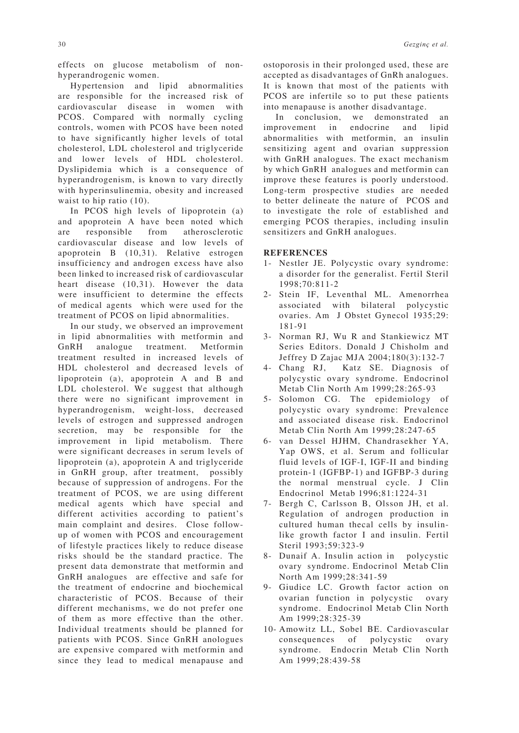effects on glucose metabolism of non-hyperandrogenic women.

Hypertension and lipid abnormalities are responsible for the increased risk of cardiovascular disease in women with PCOS. Compared with normally cycling controls, women with PCOS have been noted to have significantly higher levels of total cholesterol, LDL cholesterol and triglyceride and lower levels of HDL cholesterol. Dyslipidemia which is a consequence of hyperandrogenism, is known to vary directly with hyperinsulinemia, obesity and increased waist to hip ratio (10).

In PCOS high levels of lipoprotein (a) and apoprotein A have been noted which are responsible from atherosclerotic cardiovascular disease and low levels of apoprotein B (10,31). Relative estrogen insufficiency and androgen excess have also been linked to increased risk of cardiovascular heart disease (10,31). However the data were insufficient to determine the effects of medical agents which were used for the treatment of PCOS on lipid abnormalities.

In our study, we observed an improvement in lipid abnormalities with metformin and GnRH analogue treatment. Metformin treatment resulted in increased levels of HDL cholesterol and decreased levels of lipoprotein (a), apoprotein A and B and LDL cholesterol. We suggest that although there were no significant improvement in hyperandrogenism, weight-loss, decreased levels of estrogen and suppressed androgen secretion, may be responsible for the improvement in lipid metabolism. There were significant decreases in serum levels of lipoprotein (a), apoprotein A and triglyceride in GnRH group, after treatment, possibly because of suppression of androgens. For the treatment of PCOS, we are using different medical agents which have special and different activities according to patient's main complaint and desires. Close follow-up of women with PCOS and encouragement of lifestyle practices likely to reduce disease risks should be the standard practice. The present data demonstrate that metformin and GnRH analogues are effective and safe for the treatment of endocrine and biochemical characteristic of PCOS. Because of their different mechanisms, we do not prefer one of them as more effective than the other. Individual treatments should be planned for patients with PCOS. Since GnRH anologues are expensive compared with metformin and since they lead to medical menapause and ostoporosis in their prolonged used, these are accepted as disadvantages of GnRh analogues. It is known that most of the patients with PCOS are infertile so to put these patients into menapause is another disadvantage.

In conclusion, we demonstrated an improvement in endocrine and lipid abnormalities with metformin, an insulin sensitizing agent and ovarian suppression with GnRH analogues. The exact mechanism by which GnRH analogues and metformin can improve these features is poorly understood. Long-term prospective studies are needed to better delineate the nature of PCOS and to investigate the role of established and emerging PCOS therapies, including insulin sensitizers and GnRH analogues.

## REFERENCES

1- Nestler JE. Polycystic ovary syndrome: a disorder for the generalist. Fertil Steril 1998;70:811-2

2- Stein IF, Leventhal ML. Amenorrhea associated with bilateral polycystic ovaries. Am J Obstet Gynecol 1935;29: 181-91

3- Norman RJ, Wu R and Stankiewicz MT Series Editors. Donald J Chisholm and Jeffrey D Zajac MJA 2004;180(3):132-7

4- Chang RJ, Katz SE. Diagnosis of polycystic ovary syndrome. Endocrinol Metab Clin North Am 1999;28:265-93

5- Solomon CG. The epidemiology of polycystic ovary syndrome: Prevalence and associated disease risk. Endocrinol Metab Clin North Am 1999;28:247-65

6- van Dessel HJHM, Chandrasekher YA, Yap OWS, et al. Serum and follicular fluid levels of IGF-I, IGF-II and binding protein-1 (IGFBP-1) and IGFBP-3 during the normal menstrual cycle. J Clin Endocrinol Metab 1996;81:1224-31

7- Bergh C, Carlsson B, Olsson JH, et al. Regulation of androgen production in cultured human thecal cells by insulin-like growth factor I and insulin. Fertil Steril 1993;59:323-9

8- Dunaif A. Insulin action in polycystic ovary syndrome. Endocrinol Metab Clin North Am 1999;28:341-59

9- Giudice LC. Growth factor action on ovarian function in polycystic ovary syndrome. Endocrinol Metab Clin North Am 1999;28:325-39

10- Amowitz LL, Sobel BE. Cardiovascular consequences of polycystic ovary syndrome. Endocrin Metab Clin North Am 1999;28:439-58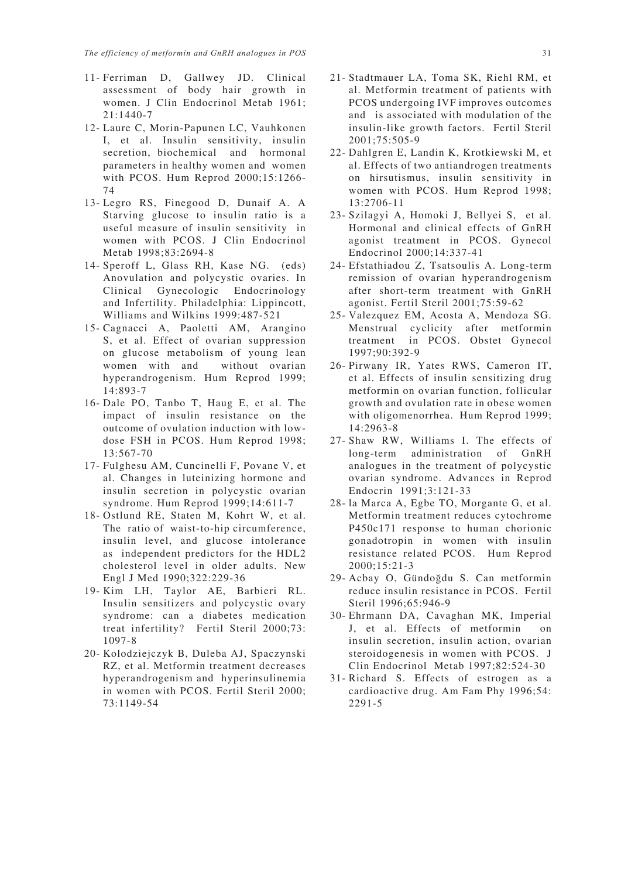11- Ferriman D, Gallwey JD. Clinical assessment of body hair growth in women. J Clin Endocrinol Metab 1961; 21:1440-7

12- Laure C, Morin-Papunen LC, Vauhkonen I, et al. Insulin sensitivity, insulin secretion, biochemical and hormonal parameters in healthy women and women with PCOS. Hum Reprod 2000;15:1266-74

13- Legro RS, Finegood D, Dunaif A. A Starving glucose to insulin ratio is a useful measure of insulin sensitivity in women with PCOS. J Clin Endocrinol Metab 1998;83:2694-8

14- Speroff L, Glass RH, Kase NG. (eds) Anovulation and polycystic ovaries. In Clinical Gynecologic Endocrinology and Infertility. Philadelphia: Lippincott, Williams and Wilkins 1999:487-521

15- Cagnacci A, Paoletti AM, Arangino S, et al. Effect of ovarian suppression on glucose metabolism of young lean women with and without ovarian hyperandrogenism. Hum Reprod 1999; 14:893-7

16- Dale PO, Tanbo T, Haug E, et al. The impact of insulin resistance on the outcome of ovulation induction with low-dose FSH in PCOS. Hum Reprod 1998; 13:567-70

17- Fulghesu AM, Cuncinelli F, Povane V, et al. Changes in luteinizing hormone and insulin secretion in polycystic ovarian syndrome. Hum Reprod 1999;14:611-7

18- Ostlund RE, Staten M, Kohrt W, et al. The ratio of waist-to-hip circumference, insulin level, and glucose intolerance as independent predictors for the HDL2 cholesterol level in older adults. New Engl J Med 1990;322:229-36

19- Kim LH, Taylor AE, Barbieri RL. Insulin sensitizers and polycystic ovary syndrome: can a diabetes medication treat infertility? Fertil Steril 2000;73: 1097-8

20- Kolodziejczyk B, Duleba AJ, Spaczynski RZ, et al. Metformin treatment decreases hyperandrogenism and hyperinsulinemia in women with PCOS. Fertil Steril 2000; 73:1149-54

21- Stadtmauer LA, Toma SK, Riehl RM, et al. Metformin treatment of patients with PCOS undergoing IVF improves outcomes and is associated with modulation of the insulin-like growth factors. Fertil Steril 2001;75:505-9

22- Dahlgren E, Landin K, Krotkiewski M, et al. Effects of two antiandrogen treatments on hirsutismus, insulin sensitivity in women with PCOS. Hum Reprod 1998; 13:2706-11

23- Szilagyi A, Homoki J, Bellyei S, et al. Hormonal and clinical effects of GnRH agonist treatment in PCOS. Gynecol Endocrinol 2000;14:337-41

24- Efstathiadou Z, Tsatsoulis A. Long-term remission of ovarian hyperandrogenism after short-term treatment with GnRH agonist. Fertil Steril 2001;75:59-62

25- Valezquez EM, Acosta A, Mendoza SG. Menstrual cyclicity after metformin treatment in PCOS. Obstet Gynecol 1997;90:392-9

26- Pirwany IR, Yates RWS, Cameron IT, et al. Effects of insulin sensitizing drug metformin on ovarian function, follicular growth and ovulation rate in obese women with oligomenorrhea. Hum Reprod 1999; 14:2963-8

27- Shaw RW, Williams I. The effects of long-term administration of GnRH analogues in the treatment of polycystic ovarian syndrome. Advances in Reprod Endocrin 1991;3:121-33

28- la Marca A, Egbe TO, Morgante G, et al. Metformin treatment reduces cytochrome P450c171 response to human chorionic gonadotropin in women with insulin resistance related PCOS. Hum Reprod 2000;15:21-3

29- Acbay O, Gündoğdu S. Can metformin reduce insulin resistance in PCOS. Fertil Steril 1996;65:946-9

30- Ehrmann DA, Cavaghan MK, Imperial J, et al. Effects of metformin on insulin secretion, insulin action, ovarian steroidogenesis in women with PCOS. J Clin Endocrinol Metab 1997;82:524-30

31- Richard S. Effects of estrogen as a cardioactive drug. Am Fam Phy 1996;54: 2291-5